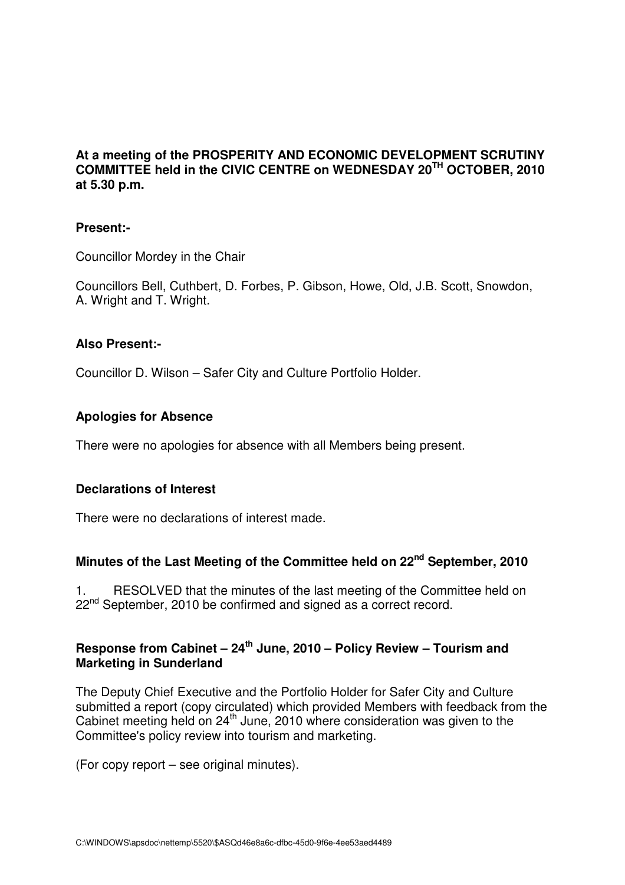**At a meeting of the PROSPERITY AND ECONOMIC DEVELOPMENT SCRUTINY COMMITTEE held in the CIVIC CENTRE on WEDNESDAY 20TH OCTOBER, 2010 at 5.30 p.m.**

**Present:-**

Councillor Mordey in the Chair

Councillors Bell, Cuthbert, D. Forbes, P. Gibson, Howe, Old, J.B. Scott, Snowdon, A. Wright and T. Wright.

**Also Present:-**

Councillor D. Wilson – Safer City and Culture Portfolio Holder.

## Apologies for Absence

There were no apologies for absence with all Members being present.

## Declarations of Interest

There were no declarations of interest made.

## Minutes of the Last Meeting of the Committee held on 22nd September, 2010

1. RESOLVED that the minutes of the last meeting of the Committee held on 22nd September, 2010 be confirmed and signed as a correct record.

## Response from Cabinet – 24th June, 2010 – Policy Review – Tourism and Marketing in Sunderland

The Deputy Chief Executive and the Portfolio Holder for Safer City and Culture submitted a report (copy circulated) which provided Members with feedback from the Cabinet meeting held on 24th June, 2010 where consideration was given to the Committee's policy review into tourism and marketing.

(For copy report – see original minutes).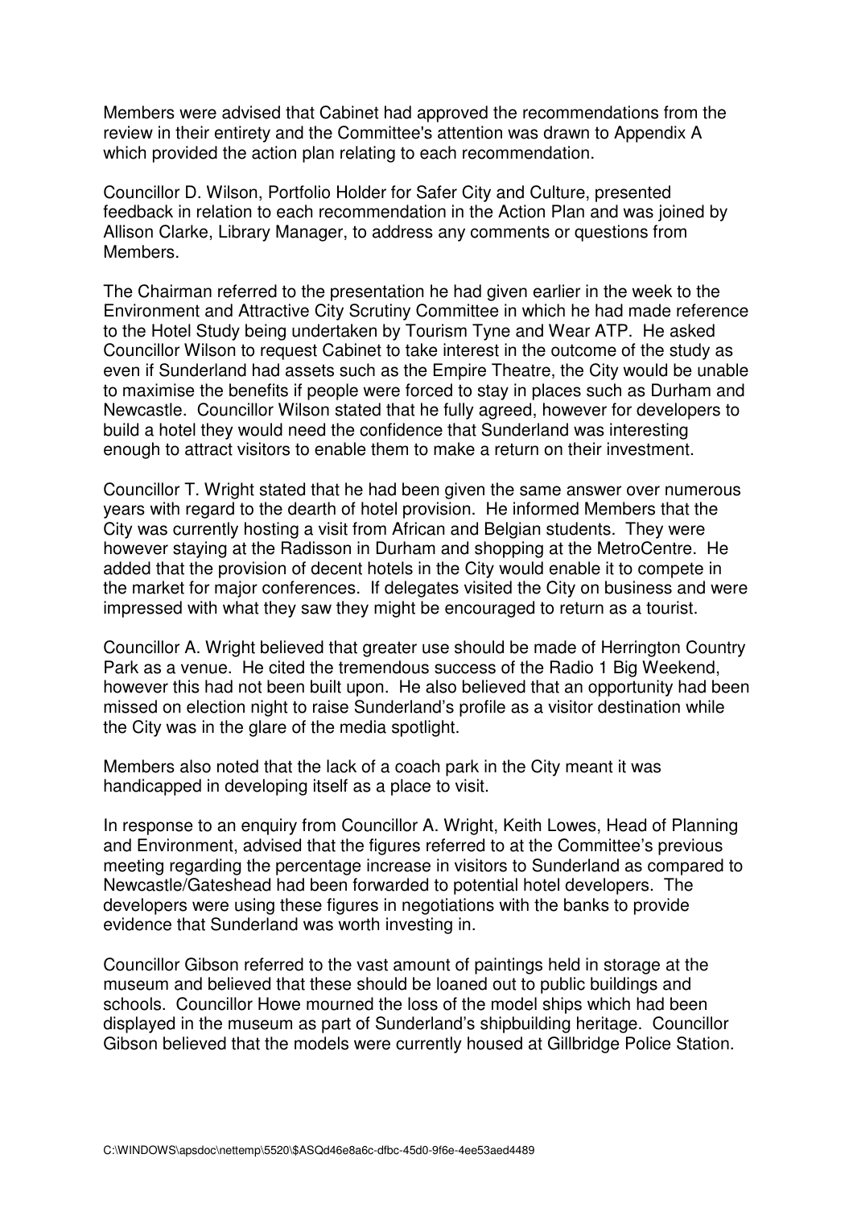Members were advised that Cabinet had approved the recommendations from the review in their entirety and the Committee's attention was drawn to Appendix A which provided the action plan relating to each recommendation.

Councillor D. Wilson, Portfolio Holder for Safer City and Culture, presented feedback in relation to each recommendation in the Action Plan and was joined by Allison Clarke, Library Manager, to address any comments or questions from Members.

The Chairman referred to the presentation he had given earlier in the week to the Environment and Attractive City Scrutiny Committee in which he had made reference to the Hotel Study being undertaken by Tourism Tyne and Wear ATP. He asked Councillor Wilson to request Cabinet to take interest in the outcome of the study as even if Sunderland had assets such as the Empire Theatre, the City would be unable to maximise the benefits if people were forced to stay in places such as Durham and Newcastle. Councillor Wilson stated that he fully agreed, however for developers to build a hotel they would need the confidence that Sunderland was interesting enough to attract visitors to enable them to make a return on their investment.

Councillor T. Wright stated that he had been given the same answer over numerous years with regard to the dearth of hotel provision. He informed Members that the City was currently hosting a visit from African and Belgian students. They were however staying at the Radisson in Durham and shopping at the MetroCentre. He added that the provision of decent hotels in the City would enable it to compete in the market for major conferences. If delegates visited the City on business and were impressed with what they saw they might be encouraged to return as a tourist.

Councillor A. Wright believed that greater use should be made of Herrington Country Park as a venue. He cited the tremendous success of the Radio 1 Big Weekend, however this had not been built upon. He also believed that an opportunity had been missed on election night to raise Sunderland's profile as a visitor destination while the City was in the glare of the media spotlight.

Members also noted that the lack of a coach park in the City meant it was handicapped in developing itself as a place to visit.

In response to an enquiry from Councillor A. Wright, Keith Lowes, Head of Planning and Environment, advised that the figures referred to at the Committee's previous meeting regarding the percentage increase in visitors to Sunderland as compared to Newcastle/Gateshead had been forwarded to potential hotel developers. The developers were using these figures in negotiations with the banks to provide evidence that Sunderland was worth investing in.

Councillor Gibson referred to the vast amount of paintings held in storage at the museum and believed that these should be loaned out to public buildings and schools. Councillor Howe mourned the loss of the model ships which had been displayed in the museum as part of Sunderland's shipbuilding heritage. Councillor Gibson believed that the models were currently housed at Gillbridge Police Station.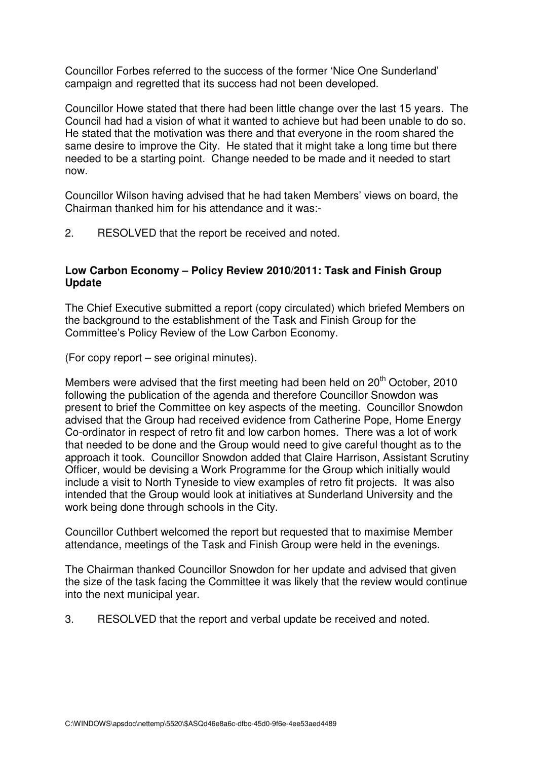Councillor Forbes referred to the success of the former 'Nice One Sunderland' campaign and regretted that its success had not been developed.

Councillor Howe stated that there had been little change over the last 15 years. The Council had had a vision of what it wanted to achieve but had been unable to do so. He stated that the motivation was there and that everyone in the room shared the same desire to improve the City. He stated that it might take a long time but there needed to be a starting point. Change needed to be made and it needed to start now.

Councillor Wilson having advised that he had taken Members' views on board, the Chairman thanked him for his attendance and it was:-

2. RESOLVED that the report be received and noted.

**Low Carbon Economy – Policy Review 2010/2011: Task and Finish Group Update**

The Chief Executive submitted a report (copy circulated) which briefed Members on the background to the establishment of the Task and Finish Group for the Committee's Policy Review of the Low Carbon Economy.

(For copy report – see original minutes).

Members were advised that the first meeting had been held on 20th October, 2010 following the publication of the agenda and therefore Councillor Snowdon was present to brief the Committee on key aspects of the meeting. Councillor Snowdon advised that the Group had received evidence from Catherine Pope, Home Energy Co-ordinator in respect of retro fit and low carbon homes. There was a lot of work that needed to be done and the Group would need to give careful thought as to the approach it took. Councillor Snowdon added that Claire Harrison, Assistant Scrutiny Officer, would be devising a Work Programme for the Group which initially would include a visit to North Tyneside to view examples of retro fit projects. It was also intended that the Group would look at initiatives at Sunderland University and the work being done through schools in the City.

Councillor Cuthbert welcomed the report but requested that to maximise Member attendance, meetings of the Task and Finish Group were held in the evenings.

The Chairman thanked Councillor Snowdon for her update and advised that given the size of the task facing the Committee it was likely that the review would continue into the next municipal year.

3. RESOLVED that the report and verbal update be received and noted.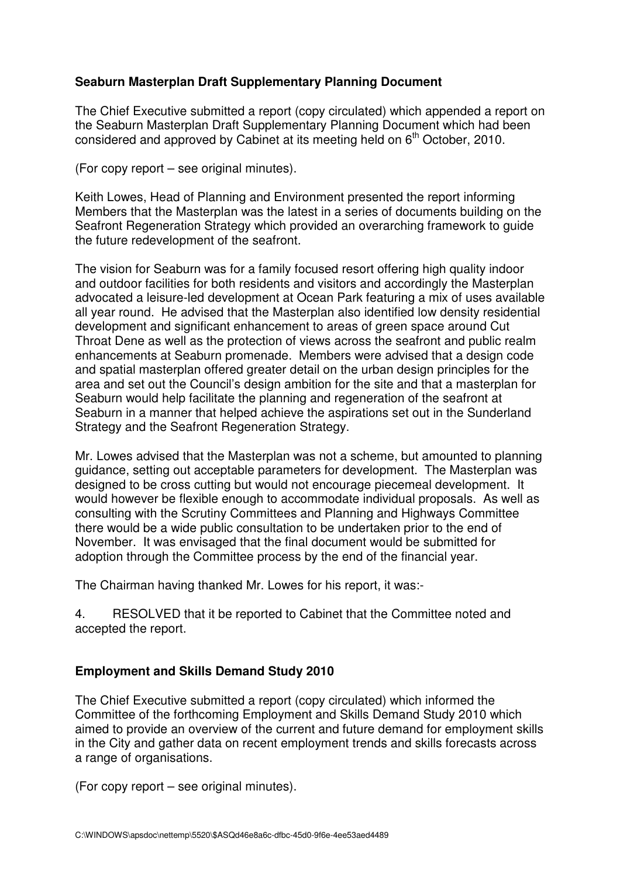**Seaburn Masterplan Draft Supplementary Planning Document**

The Chief Executive submitted a report (copy circulated) which appended a report on the Seaburn Masterplan Draft Supplementary Planning Document which had been considered and approved by Cabinet at its meeting held on 6th October, 2010.

(For copy report – see original minutes).

Keith Lowes, Head of Planning and Environment presented the report informing Members that the Masterplan was the latest in a series of documents building on the Seafront Regeneration Strategy which provided an overarching framework to guide the future redevelopment of the seafront.

The vision for Seaburn was for a family focused resort offering high quality indoor and outdoor facilities for both residents and visitors and accordingly the Masterplan advocated a leisure-led development at Ocean Park featuring a mix of uses available all year round. He advised that the Masterplan also identified low density residential development and significant enhancement to areas of green space around Cut Throat Dene as well as the protection of views across the seafront and public realm enhancements at Seaburn promenade. Members were advised that a design code and spatial masterplan offered greater detail on the urban design principles for the area and set out the Council's design ambition for the site and that a masterplan for Seaburn would help facilitate the planning and regeneration of the seafront at Seaburn in a manner that helped achieve the aspirations set out in the Sunderland Strategy and the Seafront Regeneration Strategy.

Mr. Lowes advised that the Masterplan was not a scheme, but amounted to planning guidance, setting out acceptable parameters for development. The Masterplan was designed to be cross cutting but would not encourage piecemeal development. It would however be flexible enough to accommodate individual proposals. As well as consulting with the Scrutiny Committees and Planning and Highways Committee there would be a wide public consultation to be undertaken prior to the end of November. It was envisaged that the final document would be submitted for adoption through the Committee process by the end of the financial year.

The Chairman having thanked Mr. Lowes for his report, it was:-

4. RESOLVED that it be reported to Cabinet that the Committee noted and accepted the report.

**Employment and Skills Demand Study 2010**

The Chief Executive submitted a report (copy circulated) which informed the Committee of the forthcoming Employment and Skills Demand Study 2010 which aimed to provide an overview of the current and future demand for employment skills in the City and gather data on recent employment trends and skills forecasts across a range of organisations.

(For copy report – see original minutes).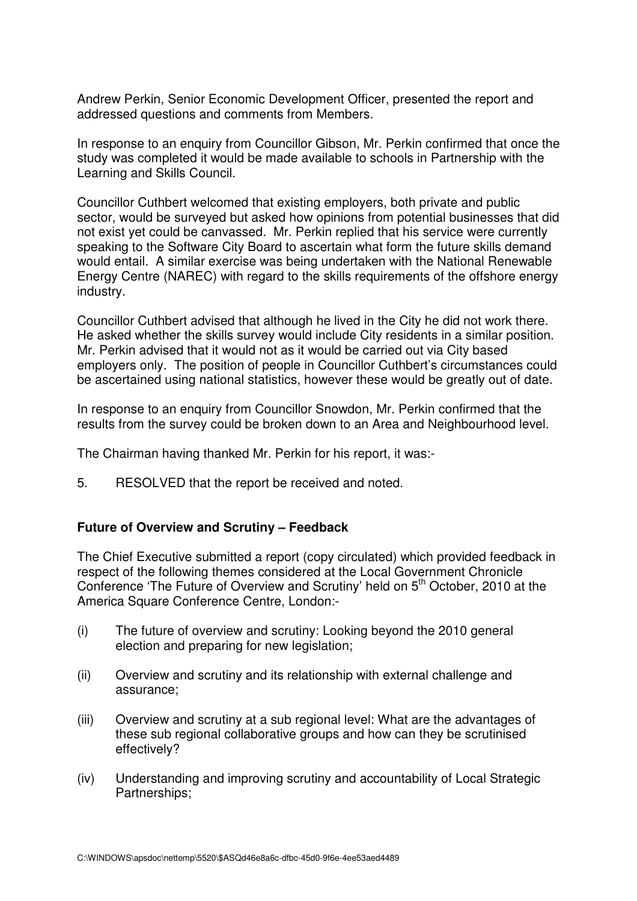Andrew Perkin, Senior Economic Development Officer, presented the report and addressed questions and comments from Members.

In response to an enquiry from Councillor Gibson, Mr. Perkin confirmed that once the study was completed it would be made available to schools in Partnership with the Learning and Skills Council.

Councillor Cuthbert welcomed that existing employers, both private and public sector, would be surveyed but asked how opinions from potential businesses that did not exist yet could be canvassed. Mr. Perkin replied that his service were currently speaking to the Software City Board to ascertain what form the future skills demand would entail. A similar exercise was being undertaken with the National Renewable Energy Centre (NAREC) with regard to the skills requirements of the offshore energy industry.

Councillor Cuthbert advised that although he lived in the City he did not work there. He asked whether the skills survey would include City residents in a similar position. Mr. Perkin advised that it would not as it would be carried out via City based employers only. The position of people in Councillor Cuthbert's circumstances could be ascertained using national statistics, however these would be greatly out of date.

In response to an enquiry from Councillor Snowdon, Mr. Perkin confirmed that the results from the survey could be broken down to an Area and Neighbourhood level.

The Chairman having thanked Mr. Perkin for his report, it was:-

5. RESOLVED that the report be received and noted.

**Future of Overview and Scrutiny – Feedback**

The Chief Executive submitted a report (copy circulated) which provided feedback in respect of the following themes considered at the Local Government Chronicle Conference 'The Future of Overview and Scrutiny' held on 5th October, 2010 at the America Square Conference Centre, London:-

(i) The future of overview and scrutiny: Looking beyond the 2010 general election and preparing for new legislation;

(ii) Overview and scrutiny and its relationship with external challenge and assurance;

(iii) Overview and scrutiny at a sub regional level: What are the advantages of these sub regional collaborative groups and how can they be scrutinised effectively?

(iv) Understanding and improving scrutiny and accountability of Local Strategic Partnerships;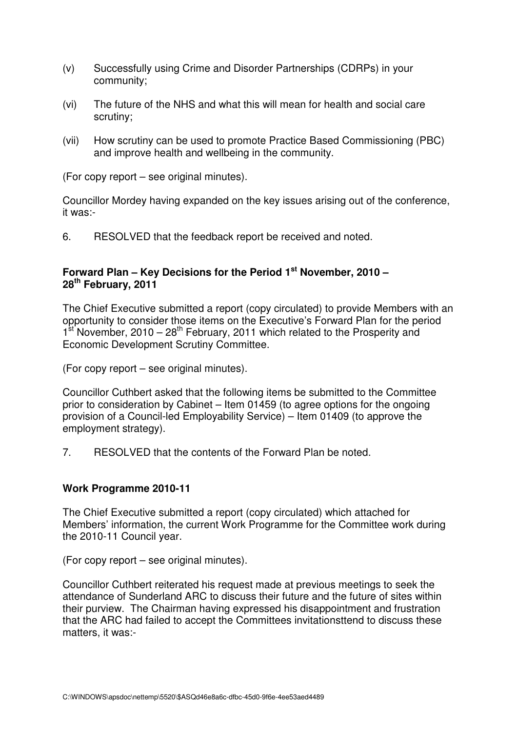(v) Successfully using Crime and Disorder Partnerships (CDRPs) in your community;

(vi) The future of the NHS and what this will mean for health and social care scrutiny;

(vii) How scrutiny can be used to promote Practice Based Commissioning (PBC) and improve health and wellbeing in the community.

(For copy report – see original minutes).

Councillor Mordey having expanded on the key issues arising out of the conference, it was:-

6. RESOLVED that the feedback report be received and noted.

**Forward Plan – Key Decisions for the Period 1st November, 2010 – 28th February, 2011**

The Chief Executive submitted a report (copy circulated) to provide Members with an opportunity to consider those items on the Executive's Forward Plan for the period 1st November, 2010 – 28th February, 2011 which related to the Prosperity and Economic Development Scrutiny Committee.

(For copy report – see original minutes).

Councillor Cuthbert asked that the following items be submitted to the Committee prior to consideration by Cabinet – Item 01459 (to agree options for the ongoing provision of a Council-led Employability Service) – Item 01409 (to approve the employment strategy).

7. RESOLVED that the contents of the Forward Plan be noted.

**Work Programme 2010-11**

The Chief Executive submitted a report (copy circulated) which attached for Members' information, the current Work Programme for the Committee work during the 2010-11 Council year.

(For copy report – see original minutes).

Councillor Cuthbert reiterated his request made at previous meetings to seek the attendance of Sunderland ARC to discuss their future and the future of sites within their purview. The Chairman having expressed his disappointment and frustration that the ARC had failed to accept the Committees invitationsttend to discuss these matters, it was:-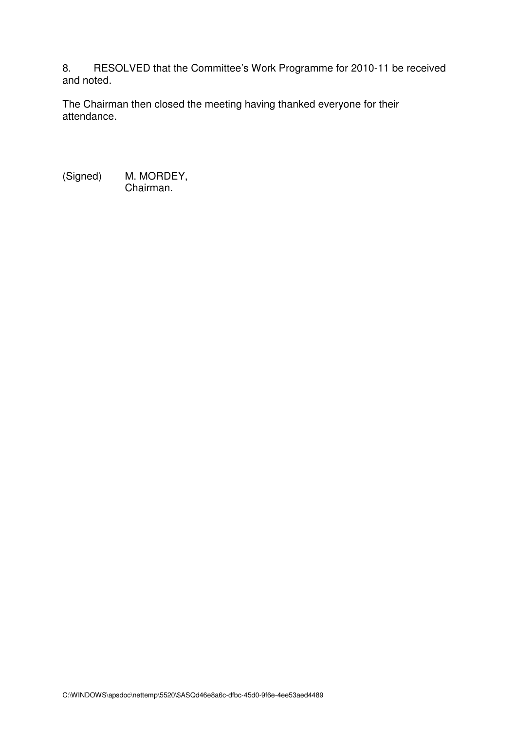8. RESOLVED that the Committee's Work Programme for 2010-11 be received and noted.

The Chairman then closed the meeting having thanked everyone for their attendance.

(Signed) M. MORDEY,
Chairman.